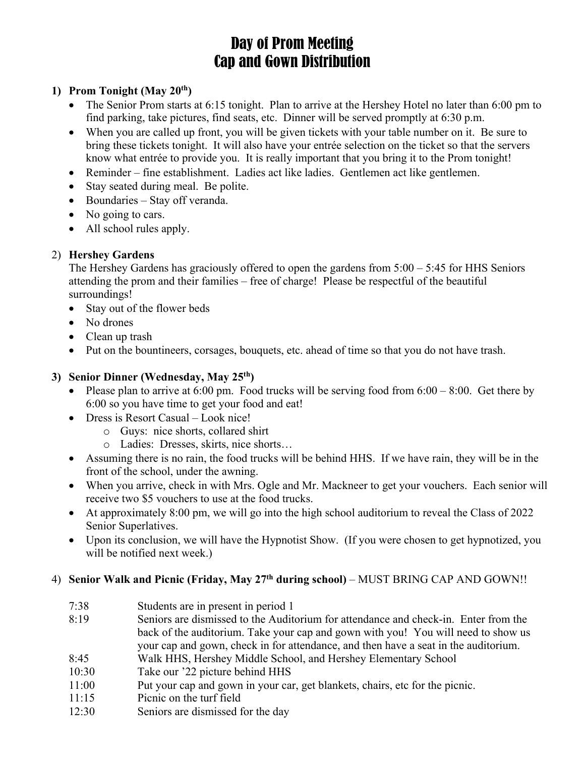# Day of Prom Meeting
# Cap and Gown Distribution

1) **Prom Tonight (May 20th)**
   - The Senior Prom starts at 6:15 tonight. Plan to arrive at the Hershey Hotel no later than 6:00 pm to find parking, take pictures, find seats, etc. Dinner will be served promptly at 6:30 p.m.
   - When you are called up front, you will be given tickets with your table number on it. Be sure to bring these tickets tonight. It will also have your entrée selection on the ticket so that the servers know what entrée to provide you. It is really important that you bring it to the Prom tonight!
   - Reminder – fine establishment. Ladies act like ladies. Gentlemen act like gentlemen.
   - Stay seated during meal. Be polite.
   - Boundaries – Stay off veranda.
   - No going to cars.
   - All school rules apply.

2) **Hershey Gardens**

   The Hershey Gardens has graciously offered to open the gardens from 5:00 – 5:45 for HHS Seniors attending the prom and their families – free of charge! Please be respectful of the beautiful surroundings!
   - Stay out of the flower beds
   - No drones
   - Clean up trash
   - Put on the bountineers, corsages, bouquets, etc. ahead of time so that you do not have trash.

3) **Senior Dinner (Wednesday, May 25th)**
   - Please plan to arrive at 6:00 pm. Food trucks will be serving food from 6:00 – 8:00. Get there by 6:00 so you have time to get your food and eat!
   - Dress is Resort Casual – Look nice!
     - Guys: nice shorts, collared shirt
     - Ladies: Dresses, skirts, nice shorts…
   - Assuming there is no rain, the food trucks will be behind HHS. If we have rain, they will be in the front of the school, under the awning.
   - When you arrive, check in with Mrs. Ogle and Mr. Mackneer to get your vouchers. Each senior will receive two $5 vouchers to use at the food trucks.
   - At approximately 8:00 pm, we will go into the high school auditorium to reveal the Class of 2022 Senior Superlatives.
   - Upon its conclusion, we will have the Hypnotist Show. (If you were chosen to get hypnotized, you will be notified next week.)

4) **Senior Walk and Picnic (Friday, May 27th during school)** – MUST BRING CAP AND GOWN!!

| | |
|---|---|
| 7:38 | Students are in present in period 1 |
| 8:19 | Seniors are dismissed to the Auditorium for attendance and check-in. Enter from the back of the auditorium. Take your cap and gown with you! You will need to show us your cap and gown, check in for attendance, and then have a seat in the auditorium. |
| 8:45 | Walk HHS, Hershey Middle School, and Hershey Elementary School |
| 10:30 | Take our '22 picture behind HHS |
| 11:00 | Put your cap and gown in your car, get blankets, chairs, etc for the picnic. |
| 11:15 | Picnic on the turf field |
| 12:30 | Seniors are dismissed for the day |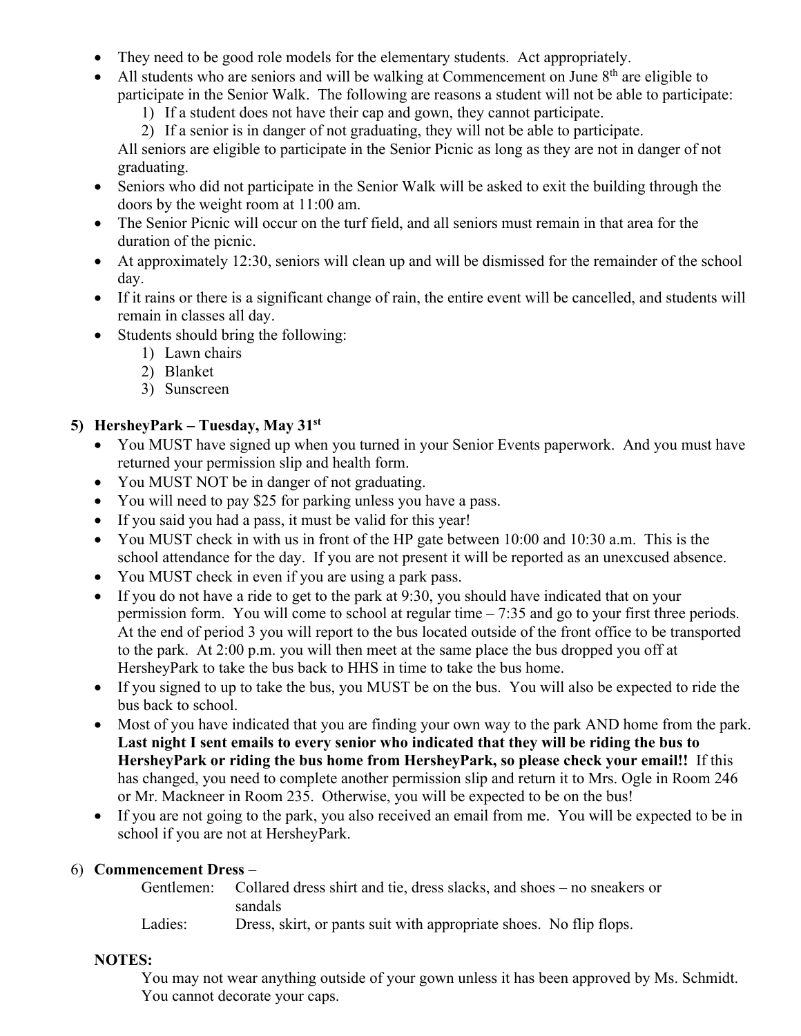- They need to be good role models for the elementary students. Act appropriately.
- All students who are seniors and will be walking at Commencement on June 8th are eligible to participate in the Senior Walk. The following are reasons a student will not be able to participate:
  1) If a student does not have their cap and gown, they cannot participate.
  2) If a senior is in danger of not graduating, they will not be able to participate.

  All seniors are eligible to participate in the Senior Picnic as long as they are not in danger of not graduating.
- Seniors who did not participate in the Senior Walk will be asked to exit the building through the doors by the weight room at 11:00 am.
- The Senior Picnic will occur on the turf field, and all seniors must remain in that area for the duration of the picnic.
- At approximately 12:30, seniors will clean up and will be dismissed for the remainder of the school day.
- If it rains or there is a significant change of rain, the entire event will be cancelled, and students will remain in classes all day.
- Students should bring the following:
  1) Lawn chairs
  2) Blanket
  3) Sunscreen

**5) HersheyPark – Tuesday, May 31st**

- You MUST have signed up when you turned in your Senior Events paperwork. And you must have returned your permission slip and health form.
- You MUST NOT be in danger of not graduating.
- You will need to pay $25 for parking unless you have a pass.
- If you said you had a pass, it must be valid for this year!
- You MUST check in with us in front of the HP gate between 10:00 and 10:30 a.m. This is the school attendance for the day. If you are not present it will be reported as an unexcused absence.
- You MUST check in even if you are using a park pass.
- If you do not have a ride to get to the park at 9:30, you should have indicated that on your permission form. You will come to school at regular time – 7:35 and go to your first three periods. At the end of period 3 you will report to the bus located outside of the front office to be transported to the park. At 2:00 p.m. you will then meet at the same place the bus dropped you off at HersheyPark to take the bus back to HHS in time to take the bus home.
- If you signed to up to take the bus, you MUST be on the bus. You will also be expected to ride the bus back to school.
- Most of you have indicated that you are finding your own way to the park AND home from the park. **Last night I sent emails to every senior who indicated that they will be riding the bus to HersheyPark or riding the bus home from HersheyPark, so please check your email!!** If this has changed, you need to complete another permission slip and return it to Mrs. Ogle in Room 246 or Mr. Mackneer in Room 235. Otherwise, you will be expected to be on the bus!
- If you are not going to the park, you also received an email from me. You will be expected to be in school if you are not at HersheyPark.

6) **Commencement Dress** –

Gentlemen: Collared dress shirt and tie, dress slacks, and shoes – no sneakers or sandals

Ladies: Dress, skirt, or pants suit with appropriate shoes. No flip flops.

**NOTES:**

You may not wear anything outside of your gown unless it has been approved by Ms. Schmidt. You cannot decorate your caps.